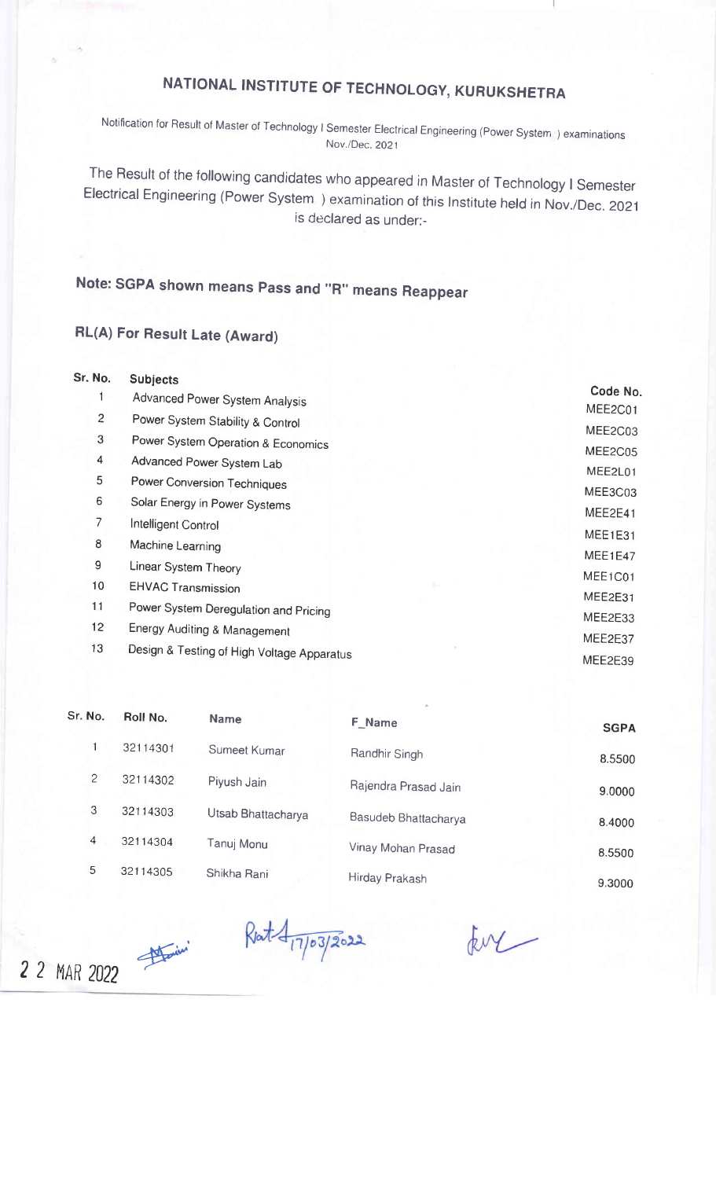# NATIONAL INSTITUTE OF TECHNOLOGY, KURUKSHETRA

Notification for Result of Master of Technology I Semester Electrical Engineering (Power System ) examinations Nov./Dec. 2021

The Result of the following candidates who appeared in Master of Technology I Semester Electrical Engineering (Power System ) examination of this Institute held in Nov./Dec. 2021 is declared as under:-

**Note: SGPA shown means Pass and "R" means Reappear**

**RL(A) For Result Late (Award)**

| Sr. No. | Subjects | Code No. |
|---|---|---|
| 1 | Advanced Power System Analysis | MEE2C01 |
| 2 | Power System Stability & Control | MEE2C03 |
| 3 | Power System Operation & Economics | MEE2C05 |
| 4 | Advanced Power System Lab | MEE2L01 |
| 5 | Power Conversion Techniques | MEE3C03 |
| 6 | Solar Energy in Power Systems | MEE2E41 |
| 7 | Intelligent Control | MEE1E31 |
| 8 | Machine Learning | MEE1E47 |
| 9 | Linear System Theory | MEE1C01 |
| 10 | EHVAC Transmission | MEE2E31 |
| 11 | Power System Deregulation and Pricing | MEE2E33 |
| 12 | Energy Auditing & Management | MEE2E37 |
| 13 | Design & Testing of High Voltage Apparatus | MEE2E39 |

| Sr. No. | Roll No. | Name | F_Name | SGPA |
|---|---|---|---|---|
| 1 | 32114301 | Sumeet Kumar | Randhir Singh | 8.5500 |
| 2 | 32114302 | Piyush Jain | Rajendra Prasad Jain | 9.0000 |
| 3 | 32114303 | Utsab Bhattacharya | Basudeb Bhattacharya | 8.4000 |
| 4 | 32114304 | Tanuj Monu | Vinay Mohan Prasad | 8.5500 |
| 5 | 32114305 | Shikha Rani | Hirday Prakash | 9.3000 |

22 MAR 2022

17/03/2022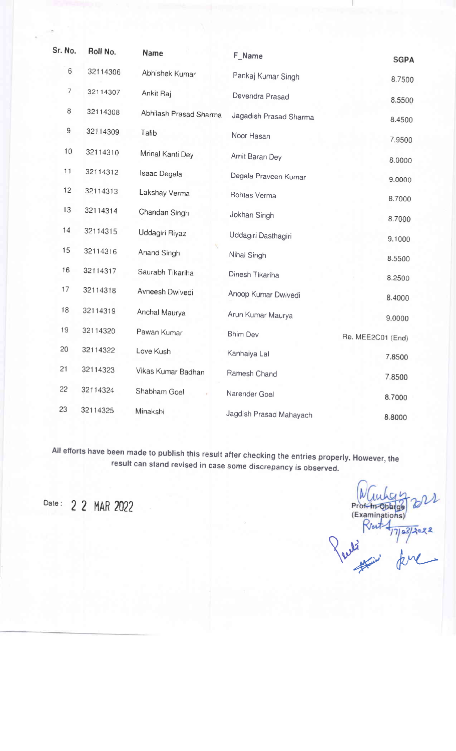| Sr. No. | Roll No. | Name | F_Name | SGPA |
|---|---|---|---|---|
| 6 | 32114306 | Abhishek Kumar | Pankaj Kumar Singh | 8.7500 |
| 7 | 32114307 | Ankit Raj | Devendra Prasad | 8.5500 |
| 8 | 32114308 | Abhilash Prasad Sharma | Jagadish Prasad Sharma | 8.4500 |
| 9 | 32114309 | Talib | Noor Hasan | 7.9500 |
| 10 | 32114310 | Mrinal Kanti Dey | Amit Baran Dey | 8.0000 |
| 11 | 32114312 | Isaac Degala | Degala Praveen Kumar | 9.0000 |
| 12 | 32114313 | Lakshay Verma | Rohtas Verma | 8.7000 |
| 13 | 32114314 | Chandan Singh | Jokhan Singh | 8.7000 |
| 14 | 32114315 | Uddagiri Riyaz | Uddagiri Dasthagiri | 9.1000 |
| 15 | 32114316 | Anand Singh | Nihal Singh | 8.5500 |
| 16 | 32114317 | Saurabh Tikariha | Dinesh Tikariha | 8.2500 |
| 17 | 32114318 | Avneesh Dwivedi | Anoop Kumar Dwivedi | 8.4000 |
| 18 | 32114319 | Anchal Maurya | Arun Kumar Maurya | 9.0000 |
| 19 | 32114320 | Pawan Kumar | Bhim Dev | Re. MEE2C01 (End) |
| 20 | 32114322 | Love Kush | Kanhaiya Lal | 7.8500 |
| 21 | 32114323 | Vikas Kumar Badhan | Ramesh Chand | 7.8500 |
| 22 | 32114324 | Shabham Goel | Narender Goel | 8.7000 |
| 23 | 32114325 | Minakshi | Jagdish Prasad Mahayach | 8.8000 |

**All efforts have been made to publish this result after checking the entries properly. However, the result can stand revised in case some discrepancy is observed.**

Date: 22 MAR 2022

Prof.-In-Charge
(Examinations)